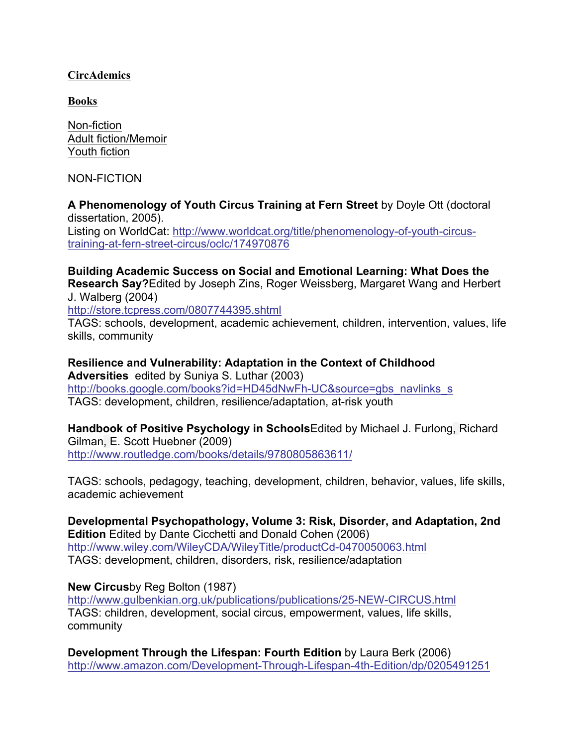**CircAdemics**

**Books**

Non-fiction
Adult fiction/Memoir
Youth fiction

NON-FICTION

**A Phenomenology of Youth Circus Training at Fern Street** by Doyle Ott (doctoral dissertation, 2005).
Listing on WorldCat: http://www.worldcat.org/title/phenomenology-of-youth-circus-training-at-fern-street-circus/oclc/174970876

**Building Academic Success on Social and Emotional Learning: What Does the Research Say?** Edited by Joseph Zins, Roger Weissberg, Margaret Wang and Herbert J. Walberg (2004)
http://store.tcpress.com/0807744395.shtml
TAGS: schools, development, academic achievement, children, intervention, values, life skills, community

**Resilience and Vulnerability: Adaptation in the Context of Childhood Adversities** edited by Suniya S. Luthar (2003)
http://books.google.com/books?id=HD45dNwFh-UC&source=gbs_navlinks_s
TAGS: development, children, resilience/adaptation, at-risk youth

**Handbook of Positive Psychology in Schools** Edited by Michael J. Furlong, Richard Gilman, E. Scott Huebner (2009)
http://www.routledge.com/books/details/9780805863611/

TAGS: schools, pedagogy, teaching, development, children, behavior, values, life skills, academic achievement

**Developmental Psychopathology, Volume 3: Risk, Disorder, and Adaptation, 2nd Edition** Edited by Dante Cicchetti and Donald Cohen (2006)
http://www.wiley.com/WileyCDA/WileyTitle/productCd-0470050063.html
TAGS: development, children, disorders, risk, resilience/adaptation

**New Circus** by Reg Bolton (1987)
http://www.gulbenkian.org.uk/publications/publications/25-NEW-CIRCUS.html
TAGS: children, development, social circus, empowerment, values, life skills, community

**Development Through the Lifespan: Fourth Edition** by Laura Berk (2006)
http://www.amazon.com/Development-Through-Lifespan-4th-Edition/dp/0205491251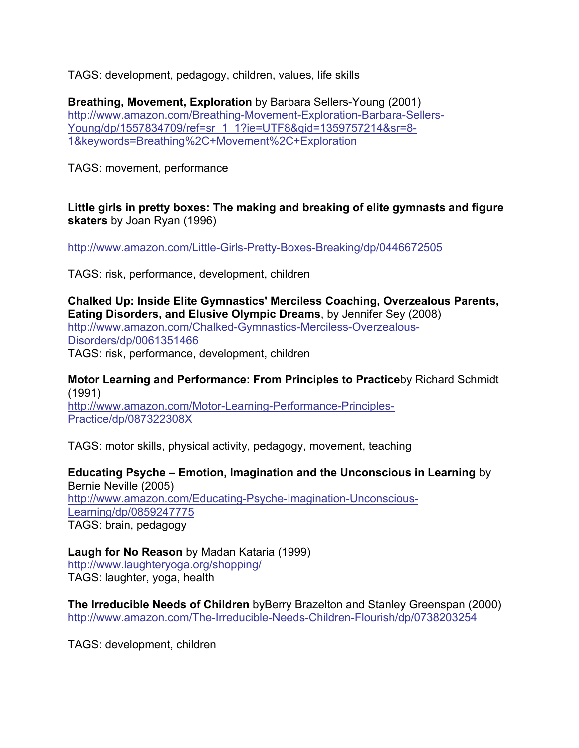TAGS: development, pedagogy, children, values, life skills

**Breathing, Movement, Exploration** by Barbara Sellers-Young (2001)
http://www.amazon.com/Breathing-Movement-Exploration-Barbara-Sellers-Young/dp/1557834709/ref=sr_1_1?ie=UTF8&qid=1359757214&sr=8-1&keywords=Breathing%2C+Movement%2C+Exploration

TAGS: movement, performance

**Little girls in pretty boxes: The making and breaking of elite gymnasts and figure skaters** by Joan Ryan (1996)

http://www.amazon.com/Little-Girls-Pretty-Boxes-Breaking/dp/0446672505

TAGS: risk, performance, development, children

**Chalked Up: Inside Elite Gymnastics' Merciless Coaching, Overzealous Parents, Eating Disorders, and Elusive Olympic Dreams**, by Jennifer Sey (2008)
http://www.amazon.com/Chalked-Gymnastics-Merciless-Overzealous-Disorders/dp/0061351466
TAGS: risk, performance, development, children

**Motor Learning and Performance: From Principles to Practice**by Richard Schmidt (1991)
http://www.amazon.com/Motor-Learning-Performance-Principles-Practice/dp/087322308X

TAGS: motor skills, physical activity, pedagogy, movement, teaching

**Educating Psyche – Emotion, Imagination and the Unconscious in Learning** by Bernie Neville (2005)
http://www.amazon.com/Educating-Psyche-Imagination-Unconscious-Learning/dp/0859247775
TAGS: brain, pedagogy

**Laugh for No Reason** by Madan Kataria (1999)
http://www.laughteryoga.org/shopping/
TAGS: laughter, yoga, health

**The Irreducible Needs of Children** byBerry Brazelton and Stanley Greenspan (2000)
http://www.amazon.com/The-Irreducible-Needs-Children-Flourish/dp/0738203254

TAGS: development, children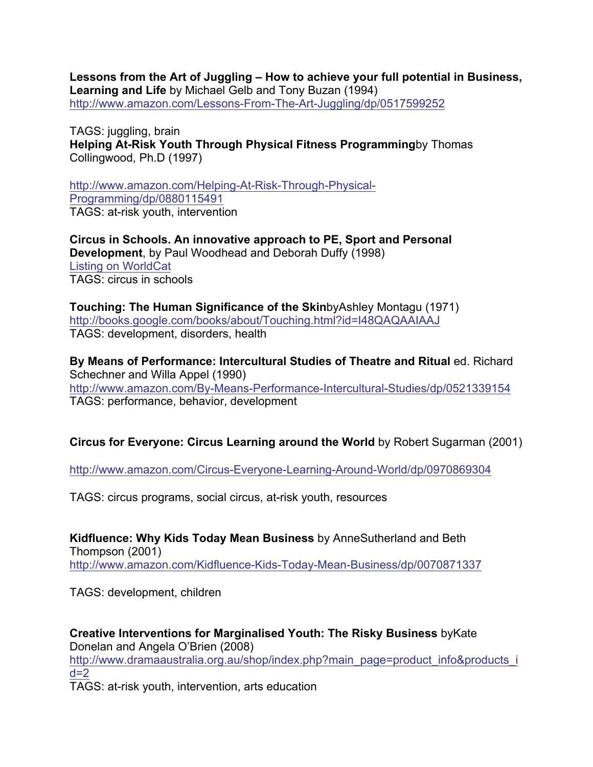**Lessons from the Art of Juggling – How to achieve your full potential in Business, Learning and Life** by Michael Gelb and Tony Buzan (1994)
http://www.amazon.com/Lessons-From-The-Art-Juggling/dp/0517599252

TAGS: juggling, brain

**Helping At-Risk Youth Through Physical Fitness Programming**by Thomas Collingwood, Ph.D (1997)

http://www.amazon.com/Helping-At-Risk-Through-Physical-Programming/dp/0880115491
TAGS: at-risk youth, intervention

**Circus in Schools. An innovative approach to PE, Sport and Personal Development**, by Paul Woodhead and Deborah Duffy (1998)
Listing on WorldCat
TAGS: circus in schools

**Touching: The Human Significance of the Skin**byAshley Montagu (1971)
http://books.google.com/books/about/Touching.html?id=I48QAQAAIAAJ
TAGS: development, disorders, health

**By Means of Performance: Intercultural Studies of Theatre and Ritual** ed. Richard Schechner and Willa Appel (1990)
http://www.amazon.com/By-Means-Performance-Intercultural-Studies/dp/0521339154
TAGS: performance, behavior, development

**Circus for Everyone: Circus Learning around the World** by Robert Sugarman (2001)

http://www.amazon.com/Circus-Everyone-Learning-Around-World/dp/0970869304

TAGS: circus programs, social circus, at-risk youth, resources

**Kidfluence: Why Kids Today Mean Business** by AnneSutherland and Beth Thompson (2001)
http://www.amazon.com/Kidfluence-Kids-Today-Mean-Business/dp/0070871337

TAGS: development, children

**Creative Interventions for Marginalised Youth: The Risky Business** byKate Donelan and Angela O'Brien (2008)
http://www.dramaaustralia.org.au/shop/index.php?main_page=product_info&products_id=2
TAGS: at-risk youth, intervention, arts education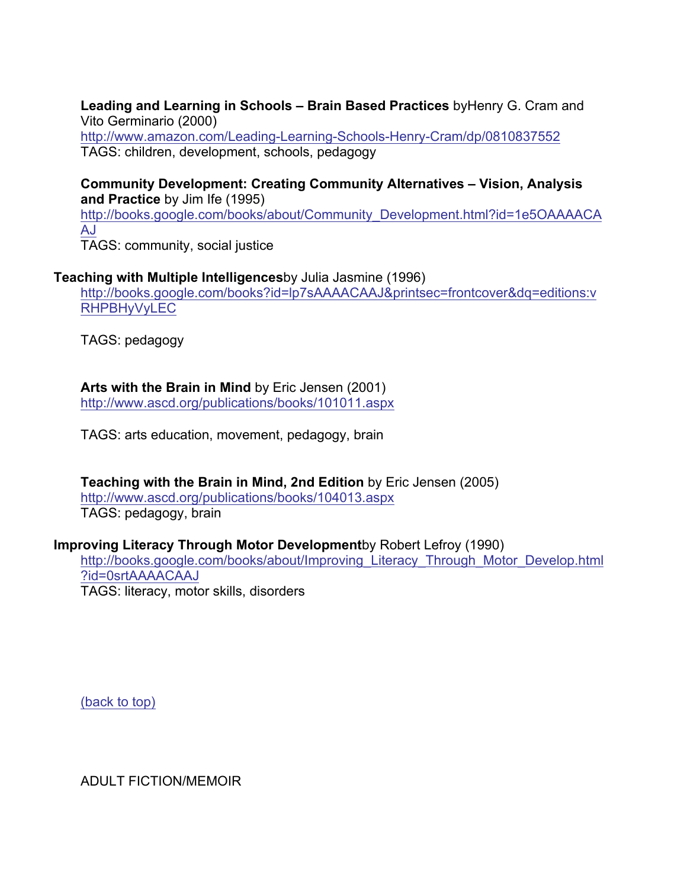**Leading and Learning in Schools – Brain Based Practices** byHenry G. Cram and Vito Germinario (2000)
http://www.amazon.com/Leading-Learning-Schools-Henry-Cram/dp/0810837552
TAGS: children, development, schools, pedagogy

**Community Development: Creating Community Alternatives – Vision, Analysis and Practice** by Jim Ife (1995)
http://books.google.com/books/about/Community_Development.html?id=1e5OAAAACAAJ
TAGS: community, social justice

**Teaching with Multiple Intelligences**by Julia Jasmine (1996)
http://books.google.com/books?id=lp7sAAAACAAJ&printsec=frontcover&dq=editions:vRHPBHyVyLEC

TAGS: pedagogy

**Arts with the Brain in Mind** by Eric Jensen (2001)
http://www.ascd.org/publications/books/101011.aspx

TAGS: arts education, movement, pedagogy, brain

**Teaching with the Brain in Mind, 2nd Edition** by Eric Jensen (2005)
http://www.ascd.org/publications/books/104013.aspx
TAGS: pedagogy, brain

**Improving Literacy Through Motor Development**by Robert Lefroy (1990)
http://books.google.com/books/about/Improving_Literacy_Through_Motor_Develop.html?id=0srtAAAACAAJ
TAGS: literacy, motor skills, disorders

(back to top)

ADULT FICTION/MEMOIR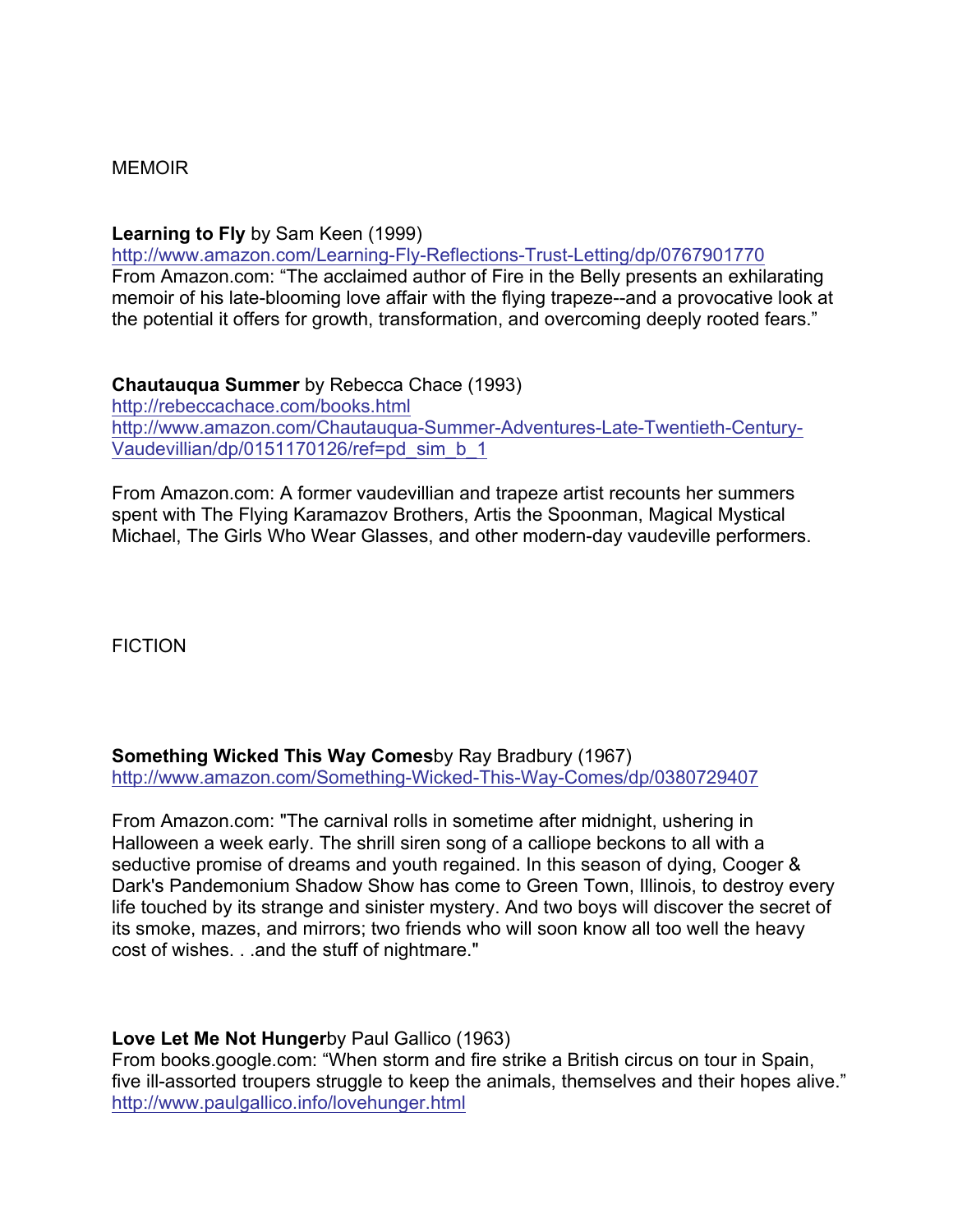MEMOIR

**Learning to Fly** by Sam Keen (1999)
http://www.amazon.com/Learning-Fly-Reflections-Trust-Letting/dp/0767901770
From Amazon.com: "The acclaimed author of Fire in the Belly presents an exhilarating memoir of his late-blooming love affair with the flying trapeze--and a provocative look at the potential it offers for growth, transformation, and overcoming deeply rooted fears."

**Chautauqua Summer** by Rebecca Chace (1993)
http://rebeccachace.com/books.html
http://www.amazon.com/Chautauqua-Summer-Adventures-Late-Twentieth-Century-Vaudevillian/dp/0151170126/ref=pd_sim_b_1

From Amazon.com: A former vaudevillian and trapeze artist recounts her summers spent with The Flying Karamazov Brothers, Artis the Spoonman, Magical Mystical Michael, The Girls Who Wear Glasses, and other modern-day vaudeville performers.

FICTION

**Something Wicked This Way Comes**by Ray Bradbury (1967)
http://www.amazon.com/Something-Wicked-This-Way-Comes/dp/0380729407

From Amazon.com: "The carnival rolls in sometime after midnight, ushering in Halloween a week early. The shrill siren song of a calliope beckons to all with a seductive promise of dreams and youth regained. In this season of dying, Cooger & Dark's Pandemonium Shadow Show has come to Green Town, Illinois, to destroy every life touched by its strange and sinister mystery. And two boys will discover the secret of its smoke, mazes, and mirrors; two friends who will soon know all too well the heavy cost of wishes. . .and the stuff of nightmare."

**Love Let Me Not Hunger**by Paul Gallico (1963)
From books.google.com: "When storm and fire strike a British circus on tour in Spain, five ill-assorted troupers struggle to keep the animals, themselves and their hopes alive."
http://www.paulgallico.info/lovehunger.html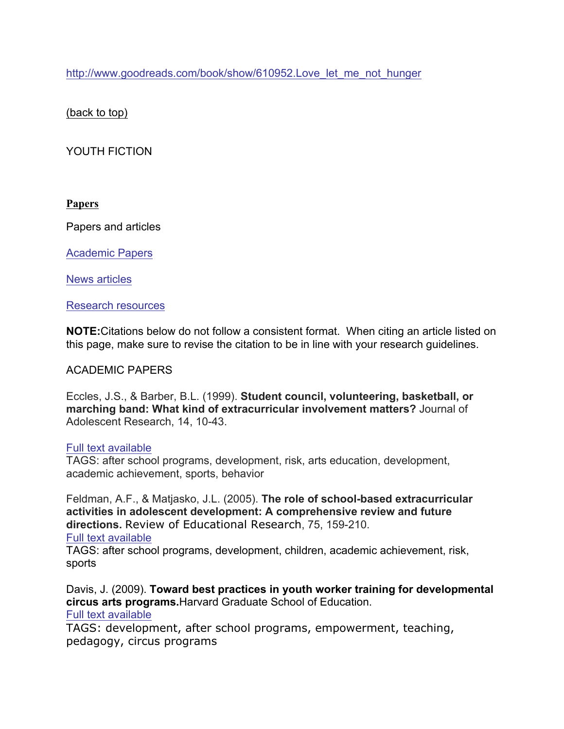http://www.goodreads.com/book/show/610952.Love_let_me_not_hunger

(back to top)

YOUTH FICTION

**Papers**

Papers and articles

Academic Papers

News articles

Research resources

**NOTE:** Citations below do not follow a consistent format. When citing an article listed on this page, make sure to revise the citation to be in line with your research guidelines.

ACADEMIC PAPERS

Eccles, J.S., & Barber, B.L. (1999). **Student council, volunteering, basketball, or marching band: What kind of extracurricular involvement matters?** Journal of Adolescent Research, 14, 10-43.

Full text available
TAGS: after school programs, development, risk, arts education, development, academic achievement, sports, behavior

Feldman, A.F., & Matjasko, J.L. (2005). **The role of school-based extracurricular activities in adolescent development: A comprehensive review and future directions.** Review of Educational Research, 75, 159-210.
Full text available
TAGS: after school programs, development, children, academic achievement, risk, sports

Davis, J. (2009). **Toward best practices in youth worker training for developmental circus arts programs.** Harvard Graduate School of Education.
Full text available
TAGS: development, after school programs, empowerment, teaching, pedagogy, circus programs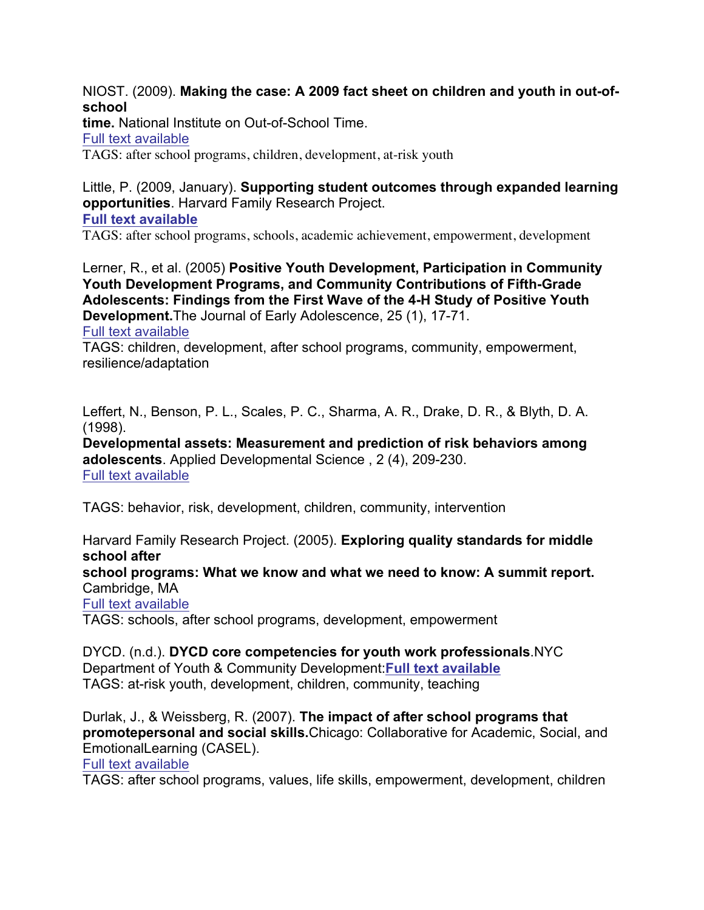NIOST. (2009). **Making the case: A 2009 fact sheet on children and youth in out-of-school time.** National Institute on Out-of-School Time.
Full text available
TAGS: after school programs, children, development, at-risk youth

Little, P. (2009, January). **Supporting student outcomes through expanded learning opportunities**. Harvard Family Research Project.
**Full text available**
TAGS: after school programs, schools, academic achievement, empowerment, development

Lerner, R., et al. (2005) **Positive Youth Development, Participation in Community Youth Development Programs, and Community Contributions of Fifth-Grade Adolescents: Findings from the First Wave of the 4-H Study of Positive Youth Development.** The Journal of Early Adolescence, 25 (1), 17-71.
Full text available
TAGS: children, development, after school programs, community, empowerment, resilience/adaptation

Leffert, N., Benson, P. L., Scales, P. C., Sharma, A. R., Drake, D. R., & Blyth, D. A. (1998).
**Developmental assets: Measurement and prediction of risk behaviors among adolescents**. Applied Developmental Science , 2 (4), 209-230.
Full text available

TAGS: behavior, risk, development, children, community, intervention

Harvard Family Research Project. (2005). **Exploring quality standards for middle school after school programs: What we know and what we need to know: A summit report.** Cambridge, MA
Full text available
TAGS: schools, after school programs, development, empowerment

DYCD. (n.d.). **DYCD core competencies for youth work professionals**.NYC Department of Youth & Community Development:**Full text available**
TAGS: at-risk youth, development, children, community, teaching

Durlak, J., & Weissberg, R. (2007). **The impact of after school programs that promotepersonal and social skills.**Chicago: Collaborative for Academic, Social, and EmotionalLearning (CASEL).
Full text available
TAGS: after school programs, values, life skills, empowerment, development, children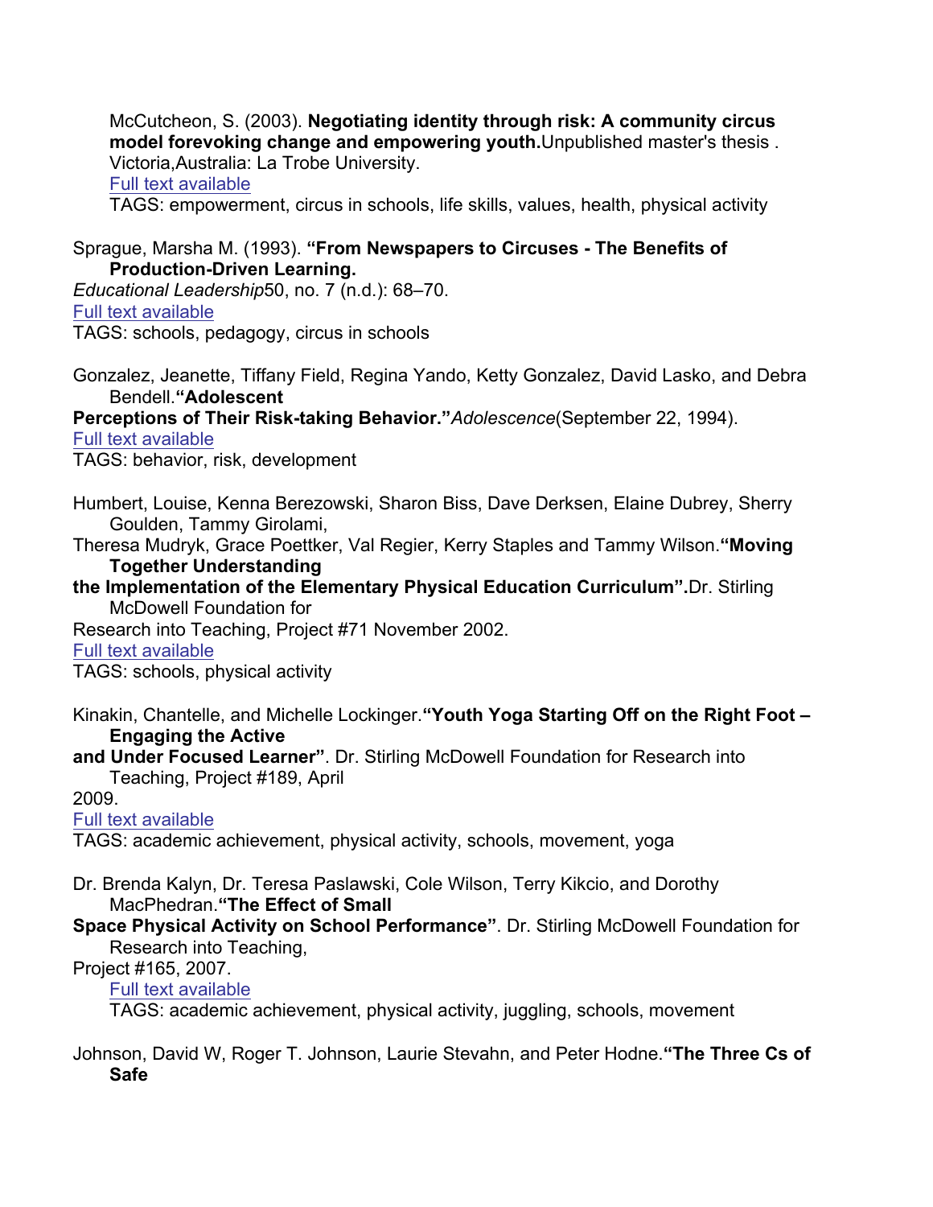McCutcheon, S. (2003). **Negotiating identity through risk: A community circus model forevoking change and empowering youth.**Unpublished master's thesis . Victoria,Australia: La Trobe University.
Full text available
TAGS: empowerment, circus in schools, life skills, values, health, physical activity

Sprague, Marsha M. (1993). **"From Newspapers to Circuses - The Benefits of Production-Driven Learning.**
*Educational Leadership*50, no. 7 (n.d.): 68–70.
Full text available
TAGS: schools, pedagogy, circus in schools

Gonzalez, Jeanette, Tiffany Field, Regina Yando, Ketty Gonzalez, David Lasko, and Debra Bendell.**"Adolescent Perceptions of Their Risk-taking Behavior."***Adolescence*(September 22, 1994).
Full text available
TAGS: behavior, risk, development

Humbert, Louise, Kenna Berezowski, Sharon Biss, Dave Derksen, Elaine Dubrey, Sherry Goulden, Tammy Girolami, Theresa Mudryk, Grace Poettker, Val Regier, Kerry Staples and Tammy Wilson.**"Moving Together Understanding the Implementation of the Elementary Physical Education Curriculum".**Dr. Stirling McDowell Foundation for Research into Teaching, Project #71 November 2002.
Full text available
TAGS: schools, physical activity

Kinakin, Chantelle, and Michelle Lockinger.**"Youth Yoga Starting Off on the Right Foot – Engaging the Active and Under Focused Learner"**. Dr. Stirling McDowell Foundation for Research into Teaching, Project #189, April 2009.
Full text available
TAGS: academic achievement, physical activity, schools, movement, yoga

Dr. Brenda Kalyn, Dr. Teresa Paslawski, Cole Wilson, Terry Kikcio, and Dorothy MacPhedran.**"The Effect of Small Space Physical Activity on School Performance"**. Dr. Stirling McDowell Foundation for Research into Teaching, Project #165, 2007.
Full text available
TAGS: academic achievement, physical activity, juggling, schools, movement

Johnson, David W, Roger T. Johnson, Laurie Stevahn, and Peter Hodne.**"The Three Cs of Safe**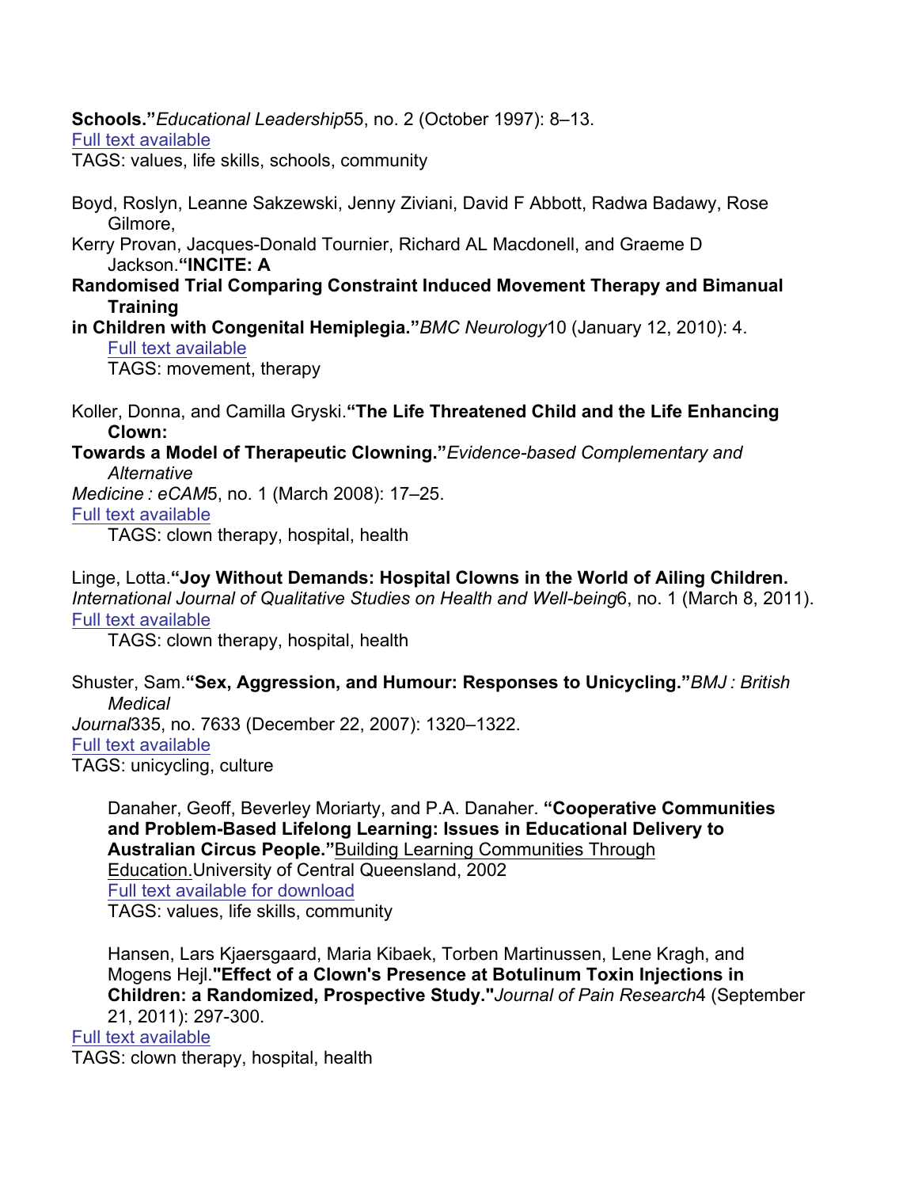**Schools."** *Educational Leadership* 55, no. 2 (October 1997): 8–13.
Full text available
TAGS: values, life skills, schools, community

Boyd, Roslyn, Leanne Sakzewski, Jenny Ziviani, David F Abbott, Radwa Badawy, Rose Gilmore, Kerry Provan, Jacques-Donald Tournier, Richard AL Macdonell, and Graeme D Jackson. **"INCITE: A Randomised Trial Comparing Constraint Induced Movement Therapy and Bimanual Training in Children with Congenital Hemiplegia."** *BMC Neurology* 10 (January 12, 2010): 4.
Full text available
TAGS: movement, therapy

Koller, Donna, and Camilla Gryski. **"The Life Threatened Child and the Life Enhancing Clown: Towards a Model of Therapeutic Clowning."** *Evidence-based Complementary and Alternative Medicine : eCAM* 5, no. 1 (March 2008): 17–25.
Full text available
TAGS: clown therapy, hospital, health

Linge, Lotta. **"Joy Without Demands: Hospital Clowns in the World of Ailing Children.** *International Journal of Qualitative Studies on Health and Well-being* 6, no. 1 (March 8, 2011).
Full text available
TAGS: clown therapy, hospital, health

Shuster, Sam. **"Sex, Aggression, and Humour: Responses to Unicycling."** *BMJ : British Medical Journal* 335, no. 7633 (December 22, 2007): 1320–1322.
Full text available
TAGS: unicycling, culture

Danaher, Geoff, Beverley Moriarty, and P.A. Danaher. **"Cooperative Communities and Problem-Based Lifelong Learning: Issues in Educational Delivery to Australian Circus People."** Building Learning Communities Through Education. University of Central Queensland, 2002
Full text available for download
TAGS: values, life skills, community

Hansen, Lars Kjaersgaard, Maria Kibaek, Torben Martinussen, Lene Kragh, and Mogens Hejl. **"Effect of a Clown's Presence at Botulinum Toxin Injections in Children: a Randomized, Prospective Study."** *Journal of Pain Research* 4 (September 21, 2011): 297-300.
Full text available
TAGS: clown therapy, hospital, health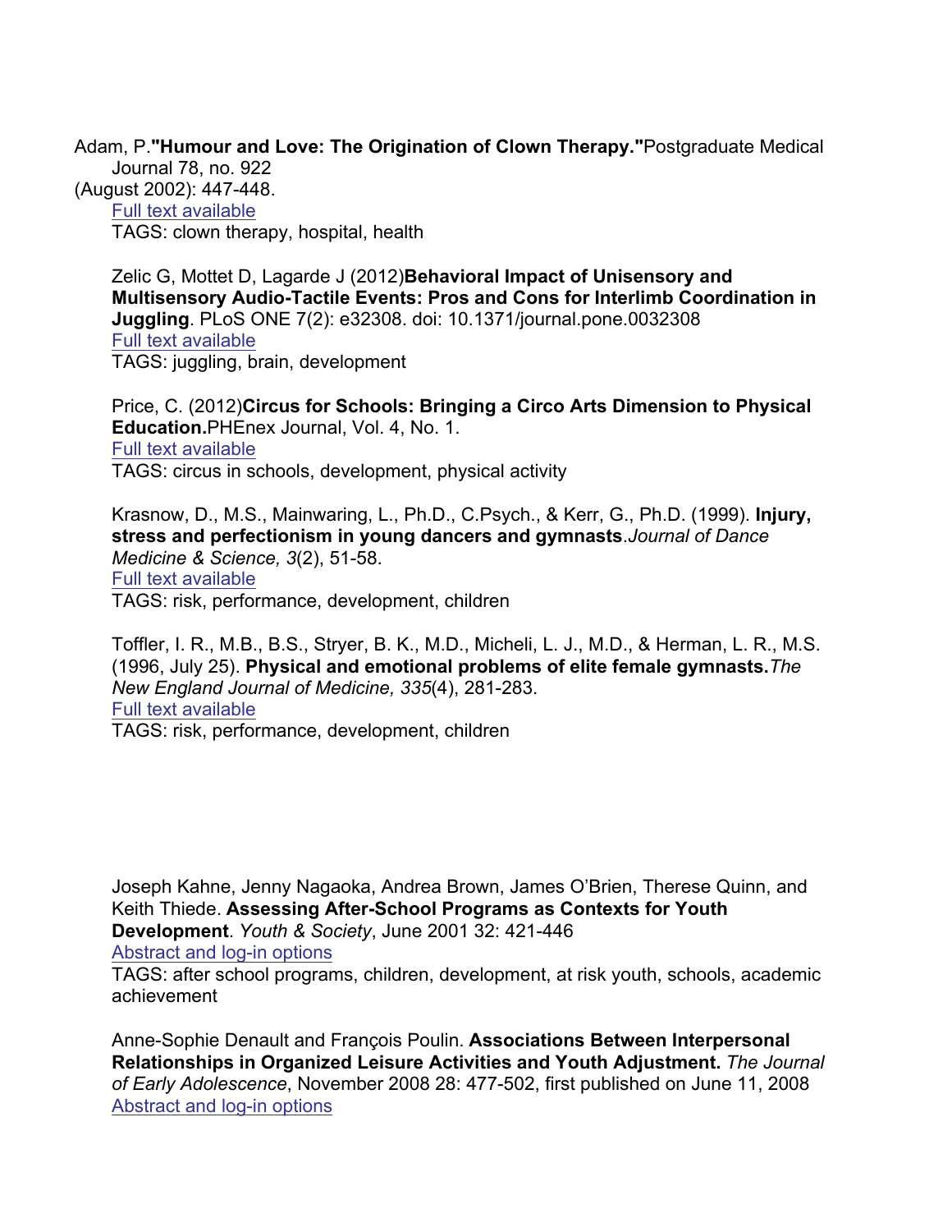Adam, P.**"Humour and Love: The Origination of Clown Therapy."**Postgraduate Medical Journal 78, no. 922 (August 2002): 447-448.
Full text available
TAGS: clown therapy, hospital, health

Zelic G, Mottet D, Lagarde J (2012)**Behavioral Impact of Unisensory and Multisensory Audio-Tactile Events: Pros and Cons for Interlimb Coordination in Juggling**. PLoS ONE 7(2): e32308. doi: 10.1371/journal.pone.0032308
Full text available
TAGS: juggling, brain, development

Price, C. (2012)**Circus for Schools: Bringing a Circo Arts Dimension to Physical Education.**PHEnex Journal, Vol. 4, No. 1.
Full text available
TAGS: circus in schools, development, physical activity

Krasnow, D., M.S., Mainwaring, L., Ph.D., C.Psych., & Kerr, G., Ph.D. (1999). **Injury, stress and perfectionism in young dancers and gymnasts**.*Journal of Dance Medicine & Science, 3*(2), 51-58.
Full text available
TAGS: risk, performance, development, children

Toffler, I. R., M.B., B.S., Stryer, B. K., M.D., Micheli, L. J., M.D., & Herman, L. R., M.S. (1996, July 25). **Physical and emotional problems of elite female gymnasts.***The New England Journal of Medicine, 335*(4), 281-283.
Full text available
TAGS: risk, performance, development, children

Joseph Kahne, Jenny Nagaoka, Andrea Brown, James O'Brien, Therese Quinn, and Keith Thiede. **Assessing After-School Programs as Contexts for Youth Development**. *Youth & Society*, June 2001 32: 421-446
Abstract and log-in options
TAGS: after school programs, children, development, at risk youth, schools, academic achievement

Anne-Sophie Denault and François Poulin. **Associations Between Interpersonal Relationships in Organized Leisure Activities and Youth Adjustment.** *The Journal of Early Adolescence*, November 2008 28: 477-502, first published on June 11, 2008
Abstract and log-in options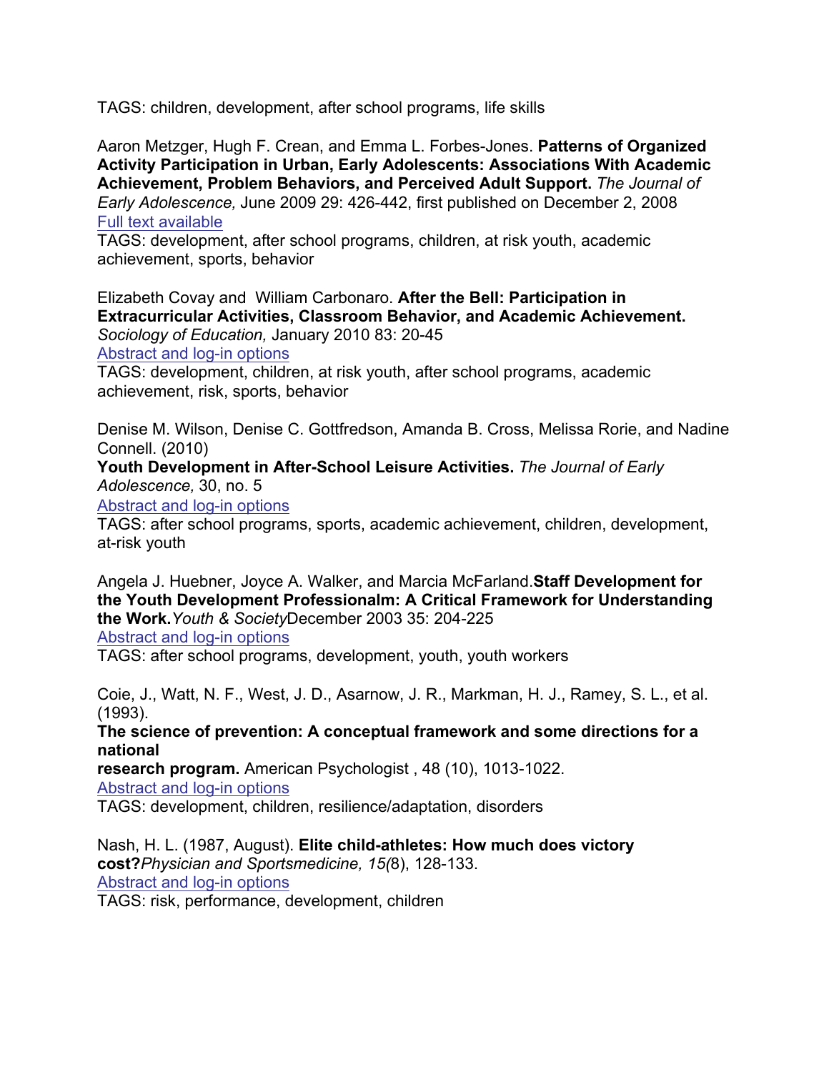TAGS: children, development, after school programs, life skills

Aaron Metzger, Hugh F. Crean, and Emma L. Forbes-Jones. **Patterns of Organized Activity Participation in Urban, Early Adolescents: Associations With Academic Achievement, Problem Behaviors, and Perceived Adult Support.** *The Journal of Early Adolescence,* June 2009 29: 426-442, first published on December 2, 2008
Full text available
TAGS: development, after school programs, children, at risk youth, academic achievement, sports, behavior

Elizabeth Covay and William Carbonaro. **After the Bell: Participation in Extracurricular Activities, Classroom Behavior, and Academic Achievement.** *Sociology of Education,* January 2010 83: 20-45
Abstract and log-in options
TAGS: development, children, at risk youth, after school programs, academic achievement, risk, sports, behavior

Denise M. Wilson, Denise C. Gottfredson, Amanda B. Cross, Melissa Rorie, and Nadine Connell. (2010)
**Youth Development in After-School Leisure Activities.** *The Journal of Early Adolescence,* 30, no. 5
Abstract and log-in options
TAGS: after school programs, sports, academic achievement, children, development, at-risk youth

Angela J. Huebner, Joyce A. Walker, and Marcia McFarland.**Staff Development for the Youth Development Professionalm: A Critical Framework for Understanding the Work.***Youth & Society*December 2003 35: 204-225
Abstract and log-in options
TAGS: after school programs, development, youth, youth workers

Coie, J., Watt, N. F., West, J. D., Asarnow, J. R., Markman, H. J., Ramey, S. L., et al. (1993).
**The science of prevention: A conceptual framework and some directions for a national research program.** American Psychologist , 48 (10), 1013-1022.
Abstract and log-in options
TAGS: development, children, resilience/adaptation, disorders

Nash, H. L. (1987, August). **Elite child-athletes: How much does victory cost?***Physician and Sportsmedicine, 15(*8), 128-133.
Abstract and log-in options
TAGS: risk, performance, development, children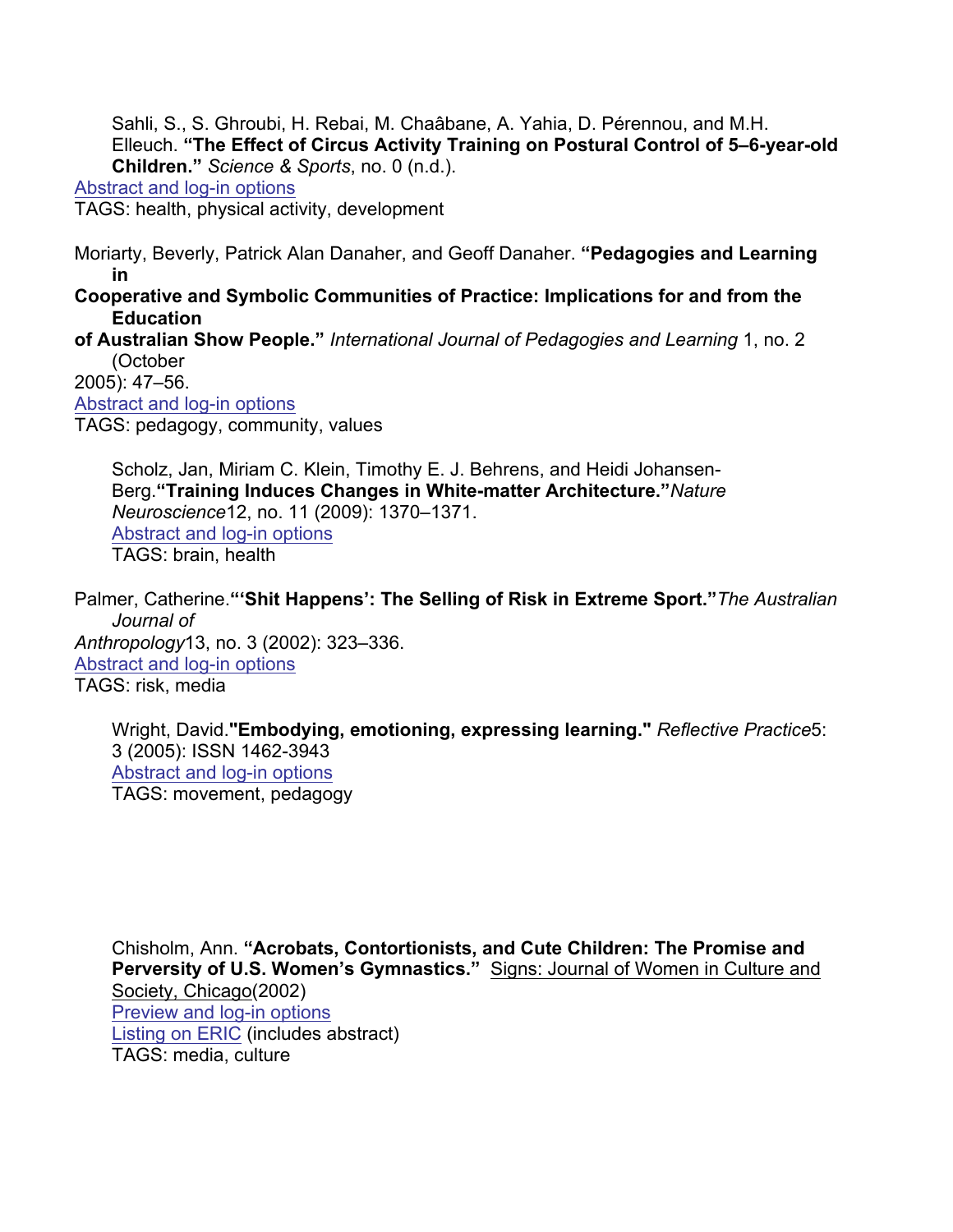Sahli, S., S. Ghroubi, H. Rebai, M. Chaâbane, A. Yahia, D. Pérennou, and M.H. Elleuch. **"The Effect of Circus Activity Training on Postural Control of 5–6-year-old Children."** *Science & Sports*, no. 0 (n.d.).
Abstract and log-in options
TAGS: health, physical activity, development

Moriarty, Beverly, Patrick Alan Danaher, and Geoff Danaher. **"Pedagogies and Learning in Cooperative and Symbolic Communities of Practice: Implications for and from the Education of Australian Show People."** *International Journal of Pedagogies and Learning* 1, no. 2 (October 2005): 47–56.
Abstract and log-in options
TAGS: pedagogy, community, values

Scholz, Jan, Miriam C. Klein, Timothy E. J. Behrens, and Heidi Johansen-Berg.**"Training Induces Changes in White-matter Architecture."***Nature Neuroscience*12, no. 11 (2009): 1370–1371.
Abstract and log-in options
TAGS: brain, health

Palmer, Catherine.**"'Shit Happens': The Selling of Risk in Extreme Sport."***The Australian Journal of Anthropology*13, no. 3 (2002): 323–336.
Abstract and log-in options
TAGS: risk, media

Wright, David.**"Embodying, emotioning, expressing learning."** *Reflective Practice*5: 3 (2005): ISSN 1462-3943
Abstract and log-in options
TAGS: movement, pedagogy

Chisholm, Ann. **"Acrobats, Contortionists, and Cute Children: The Promise and Perversity of U.S. Women's Gymnastics."** Signs: Journal of Women in Culture and Society, Chicago(2002)
Preview and log-in options
Listing on ERIC (includes abstract)
TAGS: media, culture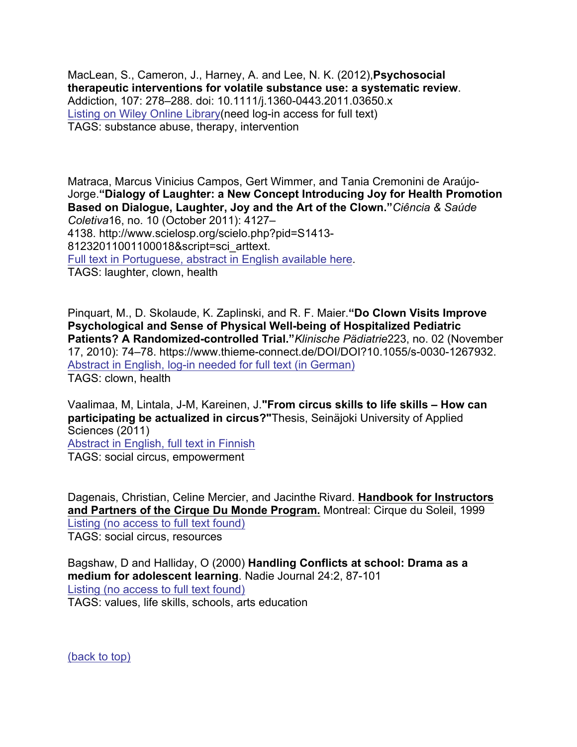MacLean, S., Cameron, J., Harney, A. and Lee, N. K. (2012),**Psychosocial therapeutic interventions for volatile substance use: a systematic review**. Addiction, 107: 278–288. doi: 10.1111/j.1360-0443.2011.03650.x
Listing on Wiley Online Library(need log-in access for full text)
TAGS: substance abuse, therapy, intervention

Matraca, Marcus Vinicius Campos, Gert Wimmer, and Tania Cremonini de Araújo-Jorge.**"Dialogy of Laughter: a New Concept Introducing Joy for Health Promotion Based on Dialogue, Laughter, Joy and the Art of the Clown."***Ciência & Saúde Coletiva*16, no. 10 (October 2011): 4127–4138. http://www.scielosp.org/scielo.php?pid=S1413-81232011001100018&script=sci_arttext.
Full text in Portuguese, abstract in English available here.
TAGS: laughter, clown, health

Pinquart, M., D. Skolaude, K. Zaplinski, and R. F. Maier.**"Do Clown Visits Improve Psychological and Sense of Physical Well-being of Hospitalized Pediatric Patients? A Randomized-controlled Trial."***Klinische Pädiatrie*223, no. 02 (November 17, 2010): 74–78. https://www.thieme-connect.de/DOI/DOI?10.1055/s-0030-1267932.
Abstract in English, log-in needed for full text (in German)
TAGS: clown, health

Vaalimaa, M, Lintala, J-M, Kareinen, J.**"From circus skills to life skills – How can participating be actualized in circus?"**Thesis, Seinäjoki University of Applied Sciences (2011)
Abstract in English, full text in Finnish
TAGS: social circus, empowerment

Dagenais, Christian, Celine Mercier, and Jacinthe Rivard. **Handbook for Instructors and Partners of the Cirque Du Monde Program.** Montreal: Cirque du Soleil, 1999
Listing (no access to full text found)
TAGS: social circus, resources

Bagshaw, D and Halliday, O (2000) **Handling Conflicts at school: Drama as a medium for adolescent learning**. Nadie Journal 24:2, 87-101
Listing (no access to full text found)
TAGS: values, life skills, schools, arts education

(back to top)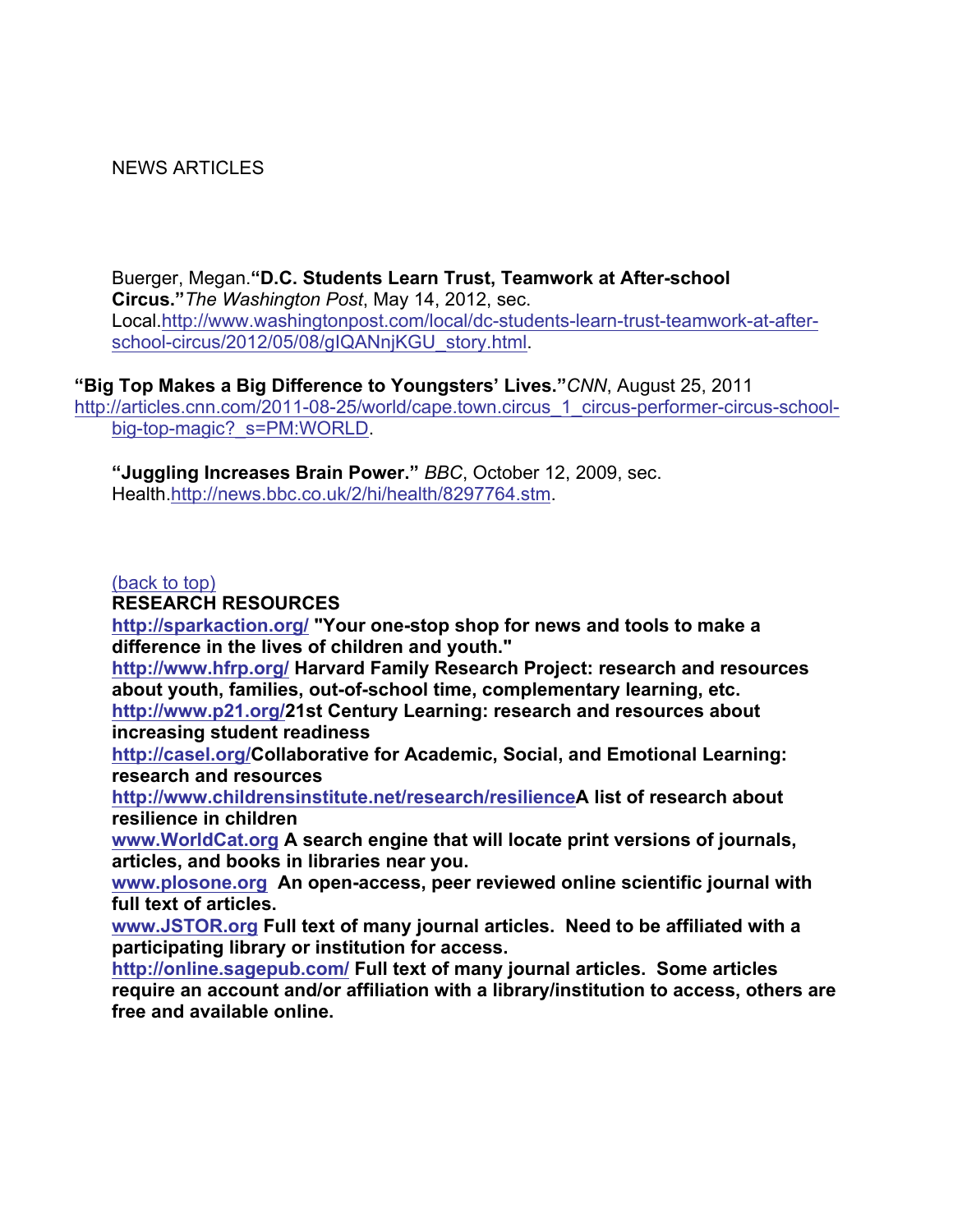NEWS ARTICLES

Buerger, Megan.**"D.C. Students Learn Trust, Teamwork at After-school Circus."***The Washington Post*, May 14, 2012, sec. Local.http://www.washingtonpost.com/local/dc-students-learn-trust-teamwork-at-after-school-circus/2012/05/08/gIQANnjKGU_story.html.

**"Big Top Makes a Big Difference to Youngsters' Lives."***CNN*, August 25, 2011 http://articles.cnn.com/2011-08-25/world/cape.town.circus_1_circus-performer-circus-school-big-top-magic?_s=PM:WORLD.

**"Juggling Increases Brain Power."** *BBC*, October 12, 2009, sec. Health.http://news.bbc.co.uk/2/hi/health/8297764.stm.

(back to top)

**RESEARCH RESOURCES**

**http://sparkaction.org/ "Your one-stop shop for news and tools to make a difference in the lives of children and youth."**

**http://www.hfrp.org/ Harvard Family Research Project: research and resources about youth, families, out-of-school time, complementary learning, etc.**

**http://www.p21.org/21st Century Learning: research and resources about increasing student readiness**

**http://casel.org/Collaborative for Academic, Social, and Emotional Learning: research and resources**

**http://www.childrensinstitute.net/research/resilienceA list of research about resilience in children**

**www.WorldCat.org A search engine that will locate print versions of journals, articles, and books in libraries near you.**

**www.plosone.org An open-access, peer reviewed online scientific journal with full text of articles.**

**www.JSTOR.org Full text of many journal articles. Need to be affiliated with a participating library or institution for access.**

**http://online.sagepub.com/ Full text of many journal articles. Some articles require an account and/or affiliation with a library/institution to access, others are free and available online.**